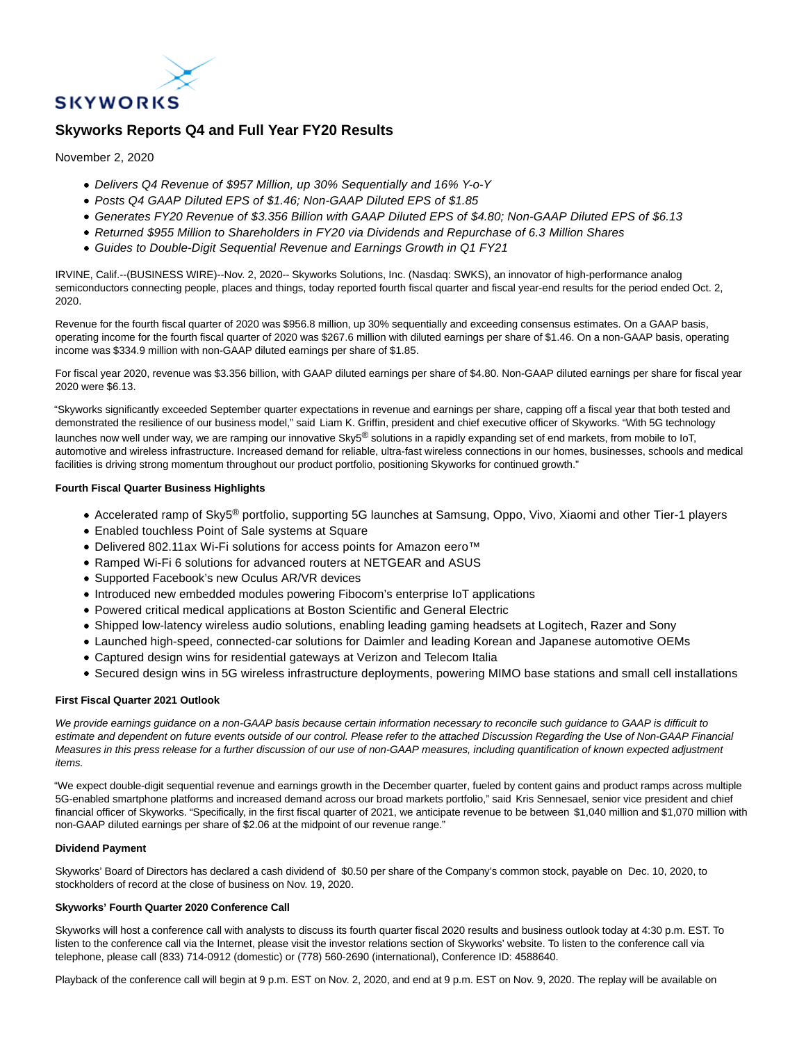# Skyworks Reports Q4 and Full Year FY20 Results

November 2, 2020

- *Delivers Q4 Revenue of $957 Million, up 30% Sequentially and 16% Y-o-Y*
- *Posts Q4 GAAP Diluted EPS of $1.46; Non-GAAP Diluted EPS of $1.85*
- *Generates FY20 Revenue of $3.356 Billion with GAAP Diluted EPS of $4.80; Non-GAAP Diluted EPS of $6.13*
- *Returned $955 Million to Shareholders in FY20 via Dividends and Repurchase of 6.3 Million Shares*
- *Guides to Double-Digit Sequential Revenue and Earnings Growth in Q1 FY21*

IRVINE, Calif.--(BUSINESS WIRE)--Nov. 2, 2020-- Skyworks Solutions, Inc. (Nasdaq: SWKS), an innovator of high-performance analog semiconductors connecting people, places and things, today reported fourth fiscal quarter and fiscal year-end results for the period ended Oct. 2, 2020.

Revenue for the fourth fiscal quarter of 2020 was $956.8 million, up 30% sequentially and exceeding consensus estimates. On a GAAP basis, operating income for the fourth fiscal quarter of 2020 was $267.6 million with diluted earnings per share of $1.46. On a non-GAAP basis, operating income was $334.9 million with non-GAAP diluted earnings per share of $1.85.

For fiscal year 2020, revenue was $3.356 billion, with GAAP diluted earnings per share of $4.80. Non-GAAP diluted earnings per share for fiscal year 2020 were $6.13.

"Skyworks significantly exceeded September quarter expectations in revenue and earnings per share, capping off a fiscal year that both tested and demonstrated the resilience of our business model," said Liam K. Griffin, president and chief executive officer of Skyworks. "With 5G technology launches now well under way, we are ramping our innovative Sky5® solutions in a rapidly expanding set of end markets, from mobile to IoT, automotive and wireless infrastructure. Increased demand for reliable, ultra-fast wireless connections in our homes, businesses, schools and medical facilities is driving strong momentum throughout our product portfolio, positioning Skyworks for continued growth."

**Fourth Fiscal Quarter Business Highlights**

- Accelerated ramp of Sky5® portfolio, supporting 5G launches at Samsung, Oppo, Vivo, Xiaomi and other Tier-1 players
- Enabled touchless Point of Sale systems at Square
- Delivered 802.11ax Wi-Fi solutions for access points for Amazon eero™
- Ramped Wi-Fi 6 solutions for advanced routers at NETGEAR and ASUS
- Supported Facebook's new Oculus AR/VR devices
- Introduced new embedded modules powering Fibocom's enterprise IoT applications
- Powered critical medical applications at Boston Scientific and General Electric
- Shipped low-latency wireless audio solutions, enabling leading gaming headsets at Logitech, Razer and Sony
- Launched high-speed, connected-car solutions for Daimler and leading Korean and Japanese automotive OEMs
- Captured design wins for residential gateways at Verizon and Telecom Italia
- Secured design wins in 5G wireless infrastructure deployments, powering MIMO base stations and small cell installations

**First Fiscal Quarter 2021 Outlook**

*We provide earnings guidance on a non-GAAP basis because certain information necessary to reconcile such guidance to GAAP is difficult to estimate and dependent on future events outside of our control. Please refer to the attached Discussion Regarding the Use of Non-GAAP Financial Measures in this press release for a further discussion of our use of non-GAAP measures, including quantification of known expected adjustment items.*

"We expect double-digit sequential revenue and earnings growth in the December quarter, fueled by content gains and product ramps across multiple 5G-enabled smartphone platforms and increased demand across our broad markets portfolio," said Kris Sennesael, senior vice president and chief financial officer of Skyworks. "Specifically, in the first fiscal quarter of 2021, we anticipate revenue to be between $1,040 million and $1,070 million with non-GAAP diluted earnings per share of $2.06 at the midpoint of our revenue range."

**Dividend Payment**

Skyworks' Board of Directors has declared a cash dividend of $0.50 per share of the Company's common stock, payable on Dec. 10, 2020, to stockholders of record at the close of business on Nov. 19, 2020.

**Skyworks' Fourth Quarter 2020 Conference Call**

Skyworks will host a conference call with analysts to discuss its fourth quarter fiscal 2020 results and business outlook today at 4:30 p.m. EST. To listen to the conference call via the Internet, please visit the investor relations section of Skyworks' website. To listen to the conference call via telephone, please call (833) 714-0912 (domestic) or (778) 560-2690 (international), Conference ID: 4588640.

Playback of the conference call will begin at 9 p.m. EST on Nov. 2, 2020, and end at 9 p.m. EST on Nov. 9, 2020. The replay will be available on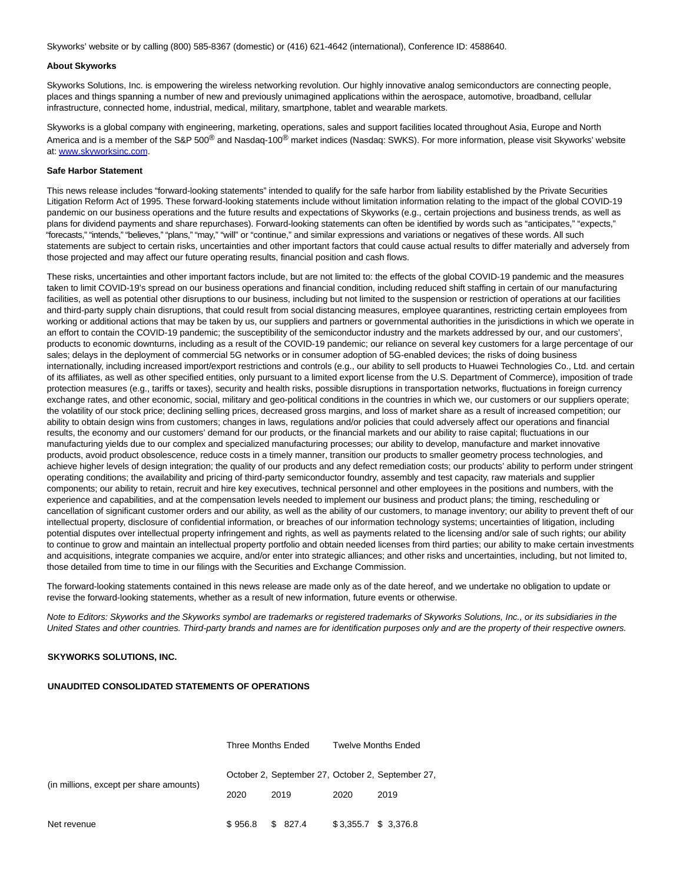Skyworks' website or by calling (800) 585-8367 (domestic) or (416) 621-4642 (international), Conference ID: 4588640.

**About Skyworks**

Skyworks Solutions, Inc. is empowering the wireless networking revolution. Our highly innovative analog semiconductors are connecting people, places and things spanning a number of new and previously unimagined applications within the aerospace, automotive, broadband, cellular infrastructure, connected home, industrial, medical, military, smartphone, tablet and wearable markets.

Skyworks is a global company with engineering, marketing, operations, sales and support facilities located throughout Asia, Europe and North America and is a member of the S&P 500® and Nasdaq-100® market indices (Nasdaq: SWKS). For more information, please visit Skyworks' website at: [www.skyworksinc.com](http://www.skyworksinc.com).

**Safe Harbor Statement**

This news release includes "forward-looking statements" intended to qualify for the safe harbor from liability established by the Private Securities Litigation Reform Act of 1995. These forward-looking statements include without limitation information relating to the impact of the global COVID-19 pandemic on our business operations and the future results and expectations of Skyworks (e.g., certain projections and business trends, as well as plans for dividend payments and share repurchases). Forward-looking statements can often be identified by words such as "anticipates," "expects," "forecasts," "intends," "believes," "plans," "may," "will" or "continue," and similar expressions and variations or negatives of these words. All such statements are subject to certain risks, uncertainties and other important factors that could cause actual results to differ materially and adversely from those projected and may affect our future operating results, financial position and cash flows.

These risks, uncertainties and other important factors include, but are not limited to: the effects of the global COVID-19 pandemic and the measures taken to limit COVID-19's spread on our business operations and financial condition, including reduced shift staffing in certain of our manufacturing facilities, as well as potential other disruptions to our business, including but not limited to the suspension or restriction of operations at our facilities and third-party supply chain disruptions, that could result from social distancing measures, employee quarantines, restricting certain employees from working or additional actions that may be taken by us, our suppliers and partners or governmental authorities in the jurisdictions in which we operate in an effort to contain the COVID-19 pandemic; the susceptibility of the semiconductor industry and the markets addressed by our, and our customers', products to economic downturns, including as a result of the COVID-19 pandemic; our reliance on several key customers for a large percentage of our sales; delays in the deployment of commercial 5G networks or in consumer adoption of 5G-enabled devices; the risks of doing business internationally, including increased import/export restrictions and controls (e.g., our ability to sell products to Huawei Technologies Co., Ltd. and certain of its affiliates, as well as other specified entities, only pursuant to a limited export license from the U.S. Department of Commerce), imposition of trade protection measures (e.g., tariffs or taxes), security and health risks, possible disruptions in transportation networks, fluctuations in foreign currency exchange rates, and other economic, social, military and geo-political conditions in the countries in which we, our customers or our suppliers operate; the volatility of our stock price; declining selling prices, decreased gross margins, and loss of market share as a result of increased competition; our ability to obtain design wins from customers; changes in laws, regulations and/or policies that could adversely affect our operations and financial results, the economy and our customers' demand for our products, or the financial markets and our ability to raise capital; fluctuations in our manufacturing yields due to our complex and specialized manufacturing processes; our ability to develop, manufacture and market innovative products, avoid product obsolescence, reduce costs in a timely manner, transition our products to smaller geometry process technologies, and achieve higher levels of design integration; the quality of our products and any defect remediation costs; our products' ability to perform under stringent operating conditions; the availability and pricing of third-party semiconductor foundry, assembly and test capacity, raw materials and supplier components; our ability to retain, recruit and hire key executives, technical personnel and other employees in the positions and numbers, with the experience and capabilities, and at the compensation levels needed to implement our business and product plans; the timing, rescheduling or cancellation of significant customer orders and our ability, as well as the ability of our customers, to manage inventory; our ability to prevent theft of our intellectual property, disclosure of confidential information, or breaches of our information technology systems; uncertainties of litigation, including potential disputes over intellectual property infringement and rights, as well as payments related to the licensing and/or sale of such rights; our ability to continue to grow and maintain an intellectual property portfolio and obtain needed licenses from third parties; our ability to make certain investments and acquisitions, integrate companies we acquire, and/or enter into strategic alliances; and other risks and uncertainties, including, but not limited to, those detailed from time to time in our filings with the Securities and Exchange Commission.

The forward-looking statements contained in this news release are made only as of the date hereof, and we undertake no obligation to update or revise the forward-looking statements, whether as a result of new information, future events or otherwise.

*Note to Editors: Skyworks and the Skyworks symbol are trademarks or registered trademarks of Skyworks Solutions, Inc., or its subsidiaries in the United States and other countries. Third-party brands and names are for identification purposes only and are the property of their respective owners.*

**SKYWORKS SOLUTIONS, INC.**

**UNAUDITED CONSOLIDATED STATEMENTS OF OPERATIONS**

| (in millions, except per share amounts) | Three Months Ended | | Twelve Months Ended | |
|---|---|---|---|---|
| | October 2, 2020 | September 27, 2019 | October 2, 2020 | September 27, 2019 |
| Net revenue | $ 956.8 | $ 827.4 | $ 3,355.7 | $ 3,376.8 |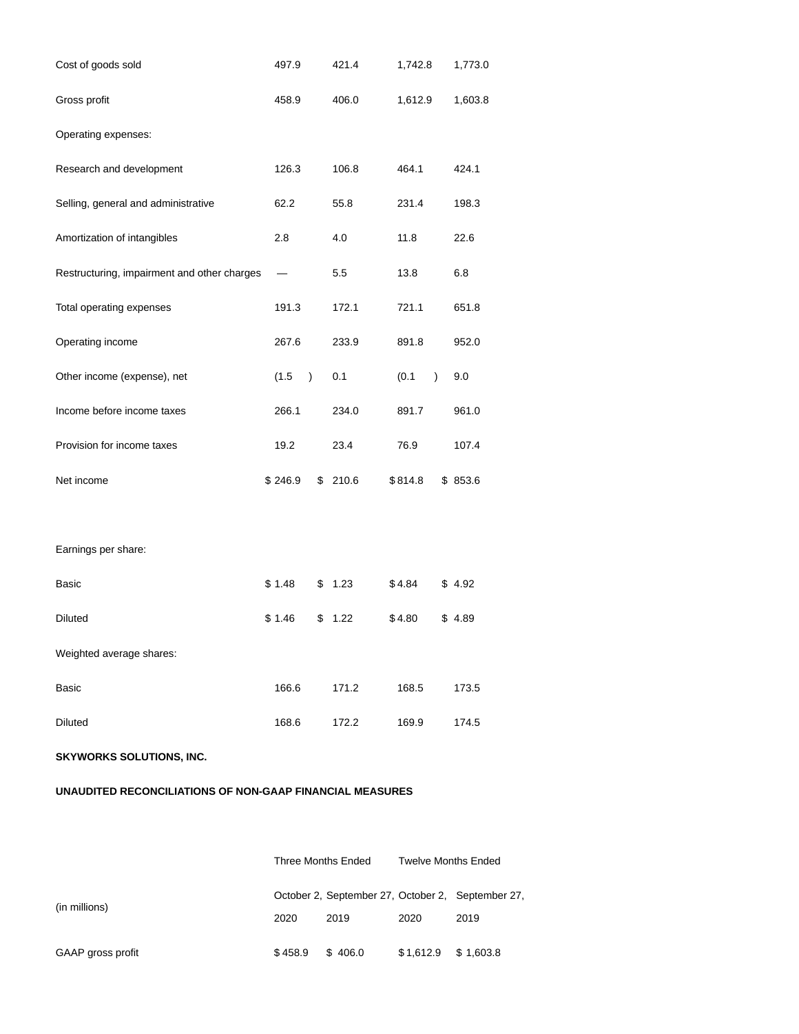| | | | | |
|---|---|---|---|---|
| Cost of goods sold | 497.9 | 421.4 | 1,742.8 | 1,773.0 |
| Gross profit | 458.9 | 406.0 | 1,612.9 | 1,603.8 |
| Operating expenses: | | | | |
| Research and development | 126.3 | 106.8 | 464.1 | 424.1 |
| Selling, general and administrative | 62.2 | 55.8 | 231.4 | 198.3 |
| Amortization of intangibles | 2.8 | 4.0 | 11.8 | 22.6 |
| Restructuring, impairment and other charges | — | 5.5 | 13.8 | 6.8 |
| Total operating expenses | 191.3 | 172.1 | 721.1 | 651.8 |
| Operating income | 267.6 | 233.9 | 891.8 | 952.0 |
| Other income (expense), net | (1.5) | 0.1 | (0.1) | 9.0 |
| Income before income taxes | 266.1 | 234.0 | 891.7 | 961.0 |
| Provision for income taxes | 19.2 | 23.4 | 76.9 | 107.4 |
| Net income | $ 246.9 | $ 210.6 | $ 814.8 | $ 853.6 |
| | | | | |
| Earnings per share: | | | | |
| Basic | $ 1.48 | $ 1.23 | $ 4.84 | $ 4.92 |
| Diluted | $ 1.46 | $ 1.22 | $ 4.80 | $ 4.89 |
| Weighted average shares: | | | | |
| Basic | 166.6 | 171.2 | 168.5 | 173.5 |
| Diluted | 168.6 | 172.2 | 169.9 | 174.5 |

**SKYWORKS SOLUTIONS, INC.**

**UNAUDITED RECONCILIATIONS OF NON-GAAP FINANCIAL MEASURES**

| | Three Months Ended | | Twelve Months Ended | |
|---|---|---|---|---|
| (in millions) | October 2, 2020 | September 27, 2019 | October 2, 2020 | September 27, 2019 |
| GAAP gross profit | $ 458.9 | $ 406.0 | $ 1,612.9 | $ 1,603.8 |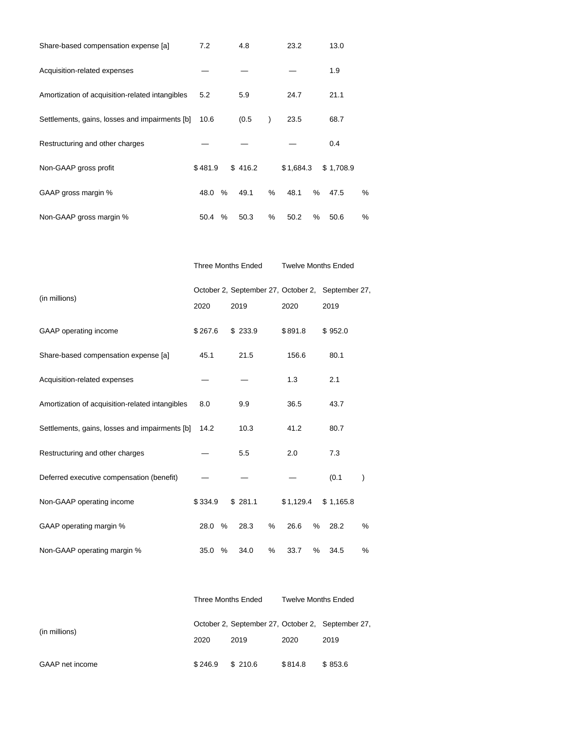| | | | | |
|---|---|---|---|---|
| Share-based compensation expense [a] | 7.2 | 4.8 | 23.2 | 13.0 |
| Acquisition-related expenses | — | — | — | 1.9 |
| Amortization of acquisition-related intangibles | 5.2 | 5.9 | 24.7 | 21.1 |
| Settlements, gains, losses and impairments [b] | 10.6 | (0.5) | 23.5 | 68.7 |
| Restructuring and other charges | — | — | — | 0.4 |
| Non-GAAP gross profit | $ 481.9 | $ 416.2 | $ 1,684.3 | $ 1,708.9 |
| GAAP gross margin % | 48.0 % | 49.1 % | 48.1 % | 47.5 % |
| Non-GAAP gross margin % | 50.4 % | 50.3 % | 50.2 % | 50.6 % |

| (in millions) | Three Months Ended | | Twelve Months Ended | |
|---|---|---|---|---|
| | October 2, 2020 | September 27, 2019 | October 2, 2020 | September 27, 2019 |
| GAAP operating income | $ 267.6 | $ 233.9 | $ 891.8 | $ 952.0 |
| Share-based compensation expense [a] | 45.1 | 21.5 | 156.6 | 80.1 |
| Acquisition-related expenses | — | — | 1.3 | 2.1 |
| Amortization of acquisition-related intangibles | 8.0 | 9.9 | 36.5 | 43.7 |
| Settlements, gains, losses and impairments [b] | 14.2 | 10.3 | 41.2 | 80.7 |
| Restructuring and other charges | — | 5.5 | 2.0 | 7.3 |
| Deferred executive compensation (benefit) | — | — | — | (0.1) |
| Non-GAAP operating income | $ 334.9 | $ 281.1 | $ 1,129.4 | $ 1,165.8 |
| GAAP operating margin % | 28.0 % | 28.3 % | 26.6 % | 28.2 % |
| Non-GAAP operating margin % | 35.0 % | 34.0 % | 33.7 % | 34.5 % |

| (in millions) | Three Months Ended | | Twelve Months Ended | |
|---|---|---|---|---|
| | October 2, 2020 | September 27, 2019 | October 2, 2020 | September 27, 2019 |
| GAAP net income | $ 246.9 | $ 210.6 | $ 814.8 | $ 853.6 |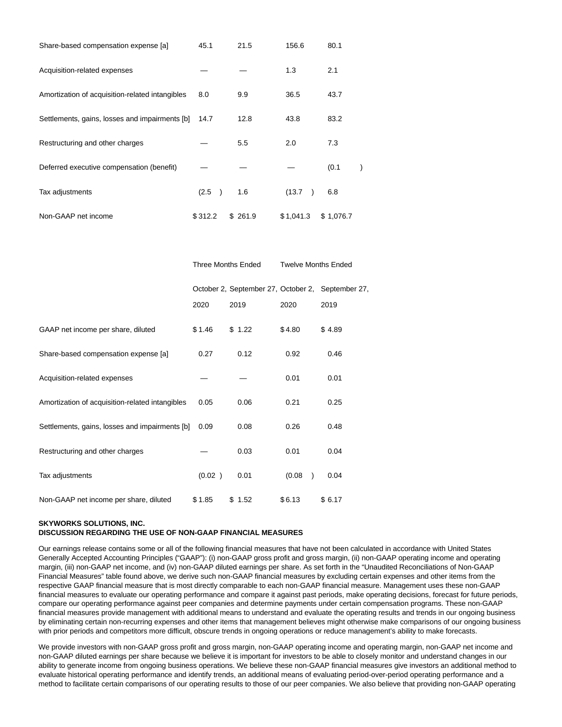| | | | | |
|---|---|---|---|---|
| Share-based compensation expense [a] | 45.1 | 21.5 | 156.6 | 80.1 |
| Acquisition-related expenses | — | — | 1.3 | 2.1 |
| Amortization of acquisition-related intangibles | 8.0 | 9.9 | 36.5 | 43.7 |
| Settlements, gains, losses and impairments [b] | 14.7 | 12.8 | 43.8 | 83.2 |
| Restructuring and other charges | — | 5.5 | 2.0 | 7.3 |
| Deferred executive compensation (benefit) | — | — | — | (0.1 ) |
| Tax adjustments | (2.5 ) | 1.6 | (13.7 ) | 6.8 |
| Non-GAAP net income | $ 312.2 | $ 261.9 | $ 1,041.3 | $ 1,076.7 |

| | Three Months Ended | | Twelve Months Ended | |
|---|---|---|---|---|
| | October 2, 2020 | September 27, 2019 | October 2, 2020 | September 27, 2019 |
| GAAP net income per share, diluted | $ 1.46 | $ 1.22 | $ 4.80 | $ 4.89 |
| Share-based compensation expense [a] | 0.27 | 0.12 | 0.92 | 0.46 |
| Acquisition-related expenses | — | — | 0.01 | 0.01 |
| Amortization of acquisition-related intangibles | 0.05 | 0.06 | 0.21 | 0.25 |
| Settlements, gains, losses and impairments [b] | 0.09 | 0.08 | 0.26 | 0.48 |
| Restructuring and other charges | — | 0.03 | 0.01 | 0.04 |
| Tax adjustments | (0.02 ) | 0.01 | (0.08 ) | 0.04 |
| Non-GAAP net income per share, diluted | $ 1.85 | $ 1.52 | $ 6.13 | $ 6.17 |

**SKYWORKS SOLUTIONS, INC.**
**DISCUSSION REGARDING THE USE OF NON-GAAP FINANCIAL MEASURES**

Our earnings release contains some or all of the following financial measures that have not been calculated in accordance with United States Generally Accepted Accounting Principles ("GAAP"): (i) non-GAAP gross profit and gross margin, (ii) non-GAAP operating income and operating margin, (iii) non-GAAP net income, and (iv) non-GAAP diluted earnings per share. As set forth in the "Unaudited Reconciliations of Non-GAAP Financial Measures" table found above, we derive such non-GAAP financial measures by excluding certain expenses and other items from the respective GAAP financial measure that is most directly comparable to each non-GAAP financial measure. Management uses these non-GAAP financial measures to evaluate our operating performance and compare it against past periods, make operating decisions, forecast for future periods, compare our operating performance against peer companies and determine payments under certain compensation programs. These non-GAAP financial measures provide management with additional means to understand and evaluate the operating results and trends in our ongoing business by eliminating certain non-recurring expenses and other items that management believes might otherwise make comparisons of our ongoing business with prior periods and competitors more difficult, obscure trends in ongoing operations or reduce management's ability to make forecasts.

We provide investors with non-GAAP gross profit and gross margin, non-GAAP operating income and operating margin, non-GAAP net income and non-GAAP diluted earnings per share because we believe it is important for investors to be able to closely monitor and understand changes in our ability to generate income from ongoing business operations. We believe these non-GAAP financial measures give investors an additional method to evaluate historical operating performance and identify trends, an additional means of evaluating period-over-period operating performance and a method to facilitate certain comparisons of our operating results to those of our peer companies. We also believe that providing non-GAAP operating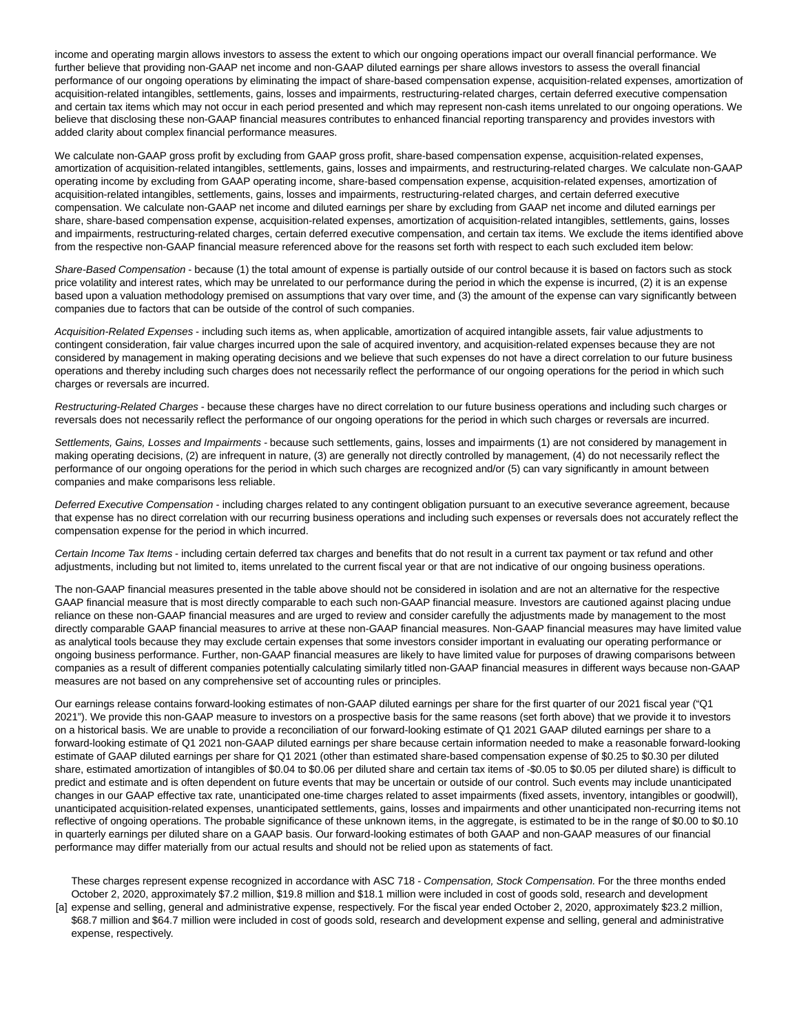income and operating margin allows investors to assess the extent to which our ongoing operations impact our overall financial performance. We further believe that providing non-GAAP net income and non-GAAP diluted earnings per share allows investors to assess the overall financial performance of our ongoing operations by eliminating the impact of share-based compensation expense, acquisition-related expenses, amortization of acquisition-related intangibles, settlements, gains, losses and impairments, restructuring-related charges, certain deferred executive compensation and certain tax items which may not occur in each period presented and which may represent non-cash items unrelated to our ongoing operations. We believe that disclosing these non-GAAP financial measures contributes to enhanced financial reporting transparency and provides investors with added clarity about complex financial performance measures.

We calculate non-GAAP gross profit by excluding from GAAP gross profit, share-based compensation expense, acquisition-related expenses, amortization of acquisition-related intangibles, settlements, gains, losses and impairments, and restructuring-related charges. We calculate non-GAAP operating income by excluding from GAAP operating income, share-based compensation expense, acquisition-related expenses, amortization of acquisition-related intangibles, settlements, gains, losses and impairments, restructuring-related charges, and certain deferred executive compensation. We calculate non-GAAP net income and diluted earnings per share by excluding from GAAP net income and diluted earnings per share, share-based compensation expense, acquisition-related expenses, amortization of acquisition-related intangibles, settlements, gains, losses and impairments, restructuring-related charges, certain deferred executive compensation, and certain tax items. We exclude the items identified above from the respective non-GAAP financial measure referenced above for the reasons set forth with respect to each such excluded item below:

*Share-Based Compensation* - because (1) the total amount of expense is partially outside of our control because it is based on factors such as stock price volatility and interest rates, which may be unrelated to our performance during the period in which the expense is incurred, (2) it is an expense based upon a valuation methodology premised on assumptions that vary over time, and (3) the amount of the expense can vary significantly between companies due to factors that can be outside of the control of such companies.

*Acquisition-Related Expenses* - including such items as, when applicable, amortization of acquired intangible assets, fair value adjustments to contingent consideration, fair value charges incurred upon the sale of acquired inventory, and acquisition-related expenses because they are not considered by management in making operating decisions and we believe that such expenses do not have a direct correlation to our future business operations and thereby including such charges does not necessarily reflect the performance of our ongoing operations for the period in which such charges or reversals are incurred.

*Restructuring-Related Charges* - because these charges have no direct correlation to our future business operations and including such charges or reversals does not necessarily reflect the performance of our ongoing operations for the period in which such charges or reversals are incurred.

*Settlements, Gains, Losses and Impairments* - because such settlements, gains, losses and impairments (1) are not considered by management in making operating decisions, (2) are infrequent in nature, (3) are generally not directly controlled by management, (4) do not necessarily reflect the performance of our ongoing operations for the period in which such charges are recognized and/or (5) can vary significantly in amount between companies and make comparisons less reliable.

*Deferred Executive Compensation* - including charges related to any contingent obligation pursuant to an executive severance agreement, because that expense has no direct correlation with our recurring business operations and including such expenses or reversals does not accurately reflect the compensation expense for the period in which incurred.

*Certain Income Tax Items* - including certain deferred tax charges and benefits that do not result in a current tax payment or tax refund and other adjustments, including but not limited to, items unrelated to the current fiscal year or that are not indicative of our ongoing business operations.

The non-GAAP financial measures presented in the table above should not be considered in isolation and are not an alternative for the respective GAAP financial measure that is most directly comparable to each such non-GAAP financial measure. Investors are cautioned against placing undue reliance on these non-GAAP financial measures and are urged to review and consider carefully the adjustments made by management to the most directly comparable GAAP financial measures to arrive at these non-GAAP financial measures. Non-GAAP financial measures may have limited value as analytical tools because they may exclude certain expenses that some investors consider important in evaluating our operating performance or ongoing business performance. Further, non-GAAP financial measures are likely to have limited value for purposes of drawing comparisons between companies as a result of different companies potentially calculating similarly titled non-GAAP financial measures in different ways because non-GAAP measures are not based on any comprehensive set of accounting rules or principles.

Our earnings release contains forward-looking estimates of non-GAAP diluted earnings per share for the first quarter of our 2021 fiscal year ("Q1 2021"). We provide this non-GAAP measure to investors on a prospective basis for the same reasons (set forth above) that we provide it to investors on a historical basis. We are unable to provide a reconciliation of our forward-looking estimate of Q1 2021 GAAP diluted earnings per share to a forward-looking estimate of Q1 2021 non-GAAP diluted earnings per share because certain information needed to make a reasonable forward-looking estimate of GAAP diluted earnings per share for Q1 2021 (other than estimated share-based compensation expense of $0.25 to $0.30 per diluted share, estimated amortization of intangibles of $0.04 to $0.06 per diluted share and certain tax items of -$0.05 to $0.05 per diluted share) is difficult to predict and estimate and is often dependent on future events that may be uncertain or outside of our control. Such events may include unanticipated changes in our GAAP effective tax rate, unanticipated one-time charges related to asset impairments (fixed assets, inventory, intangibles or goodwill), unanticipated acquisition-related expenses, unanticipated settlements, gains, losses and impairments and other unanticipated non-recurring items not reflective of ongoing operations. The probable significance of these unknown items, in the aggregate, is estimated to be in the range of $0.00 to $0.10 in quarterly earnings per diluted share on a GAAP basis. Our forward-looking estimates of both GAAP and non-GAAP measures of our financial performance may differ materially from our actual results and should not be relied upon as statements of fact.

[a] These charges represent expense recognized in accordance with ASC 718 - *Compensation, Stock Compensation.* For the three months ended October 2, 2020, approximately $7.2 million, $19.8 million and $18.1 million were included in cost of goods sold, research and development expense and selling, general and administrative expense, respectively. For the fiscal year ended October 2, 2020, approximately $23.2 million, $68.7 million and $64.7 million were included in cost of goods sold, research and development expense and selling, general and administrative expense, respectively.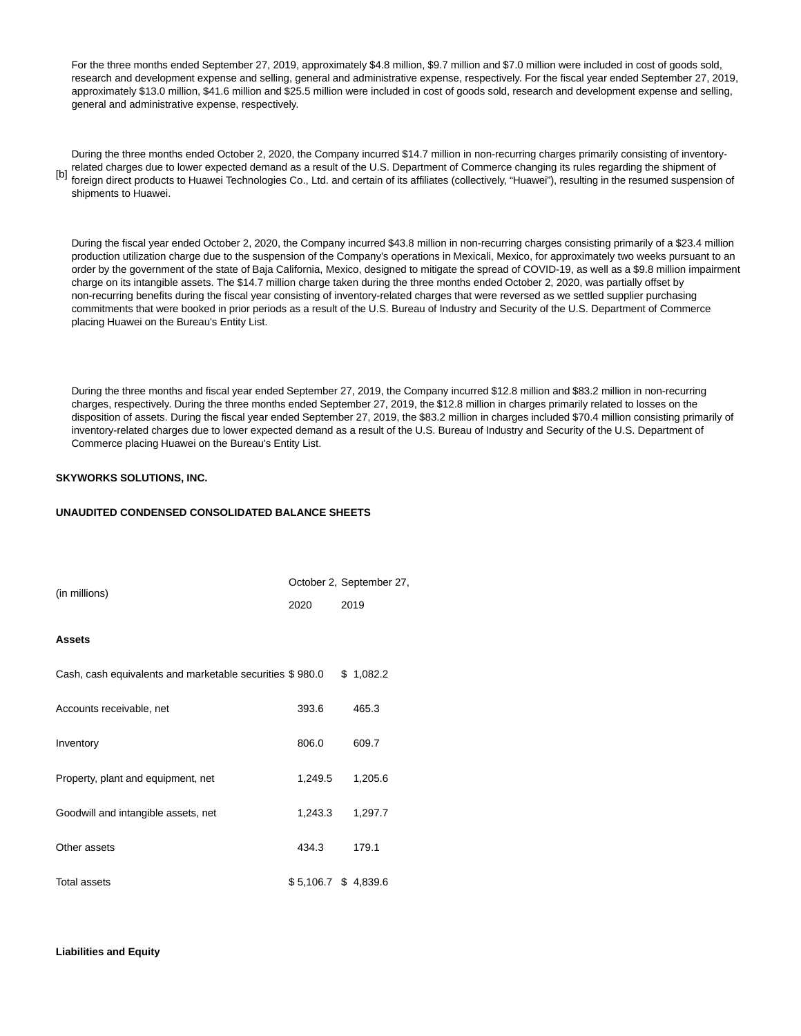For the three months ended September 27, 2019, approximately $4.8 million, $9.7 million and $7.0 million were included in cost of goods sold, research and development expense and selling, general and administrative expense, respectively. For the fiscal year ended September 27, 2019, approximately $13.0 million, $41.6 million and $25.5 million were included in cost of goods sold, research and development expense and selling, general and administrative expense, respectively.

[b] During the three months ended October 2, 2020, the Company incurred $14.7 million in non-recurring charges primarily consisting of inventory-related charges due to lower expected demand as a result of the U.S. Department of Commerce changing its rules regarding the shipment of foreign direct products to Huawei Technologies Co., Ltd. and certain of its affiliates (collectively, "Huawei"), resulting in the resumed suspension of shipments to Huawei.

During the fiscal year ended October 2, 2020, the Company incurred $43.8 million in non-recurring charges consisting primarily of a $23.4 million production utilization charge due to the suspension of the Company's operations in Mexicali, Mexico, for approximately two weeks pursuant to an order by the government of the state of Baja California, Mexico, designed to mitigate the spread of COVID-19, as well as a $9.8 million impairment charge on its intangible assets. The $14.7 million charge taken during the three months ended October 2, 2020, was partially offset by non-recurring benefits during the fiscal year consisting of inventory-related charges that were reversed as we settled supplier purchasing commitments that were booked in prior periods as a result of the U.S. Bureau of Industry and Security of the U.S. Department of Commerce placing Huawei on the Bureau's Entity List.

During the three months and fiscal year ended September 27, 2019, the Company incurred $12.8 million and $83.2 million in non-recurring charges, respectively. During the three months ended September 27, 2019, the $12.8 million in charges primarily related to losses on the disposition of assets. During the fiscal year ended September 27, 2019, the $83.2 million in charges included $70.4 million consisting primarily of inventory-related charges due to lower expected demand as a result of the U.S. Bureau of Industry and Security of the U.S. Department of Commerce placing Huawei on the Bureau's Entity List.

**SKYWORKS SOLUTIONS, INC.**

**UNAUDITED CONDENSED CONSOLIDATED BALANCE SHEETS**

| (in millions) | October 2, 2020 | September 27, 2019 |
|---|---|---|
| **Assets** | | |
| Cash, cash equivalents and marketable securities | $ 980.0 | $ 1,082.2 |
| Accounts receivable, net | 393.6 | 465.3 |
| Inventory | 806.0 | 609.7 |
| Property, plant and equipment, net | 1,249.5 | 1,205.6 |
| Goodwill and intangible assets, net | 1,243.3 | 1,297.7 |
| Other assets | 434.3 | 179.1 |
| Total assets | $ 5,106.7 | $ 4,839.6 |

**Liabilities and Equity**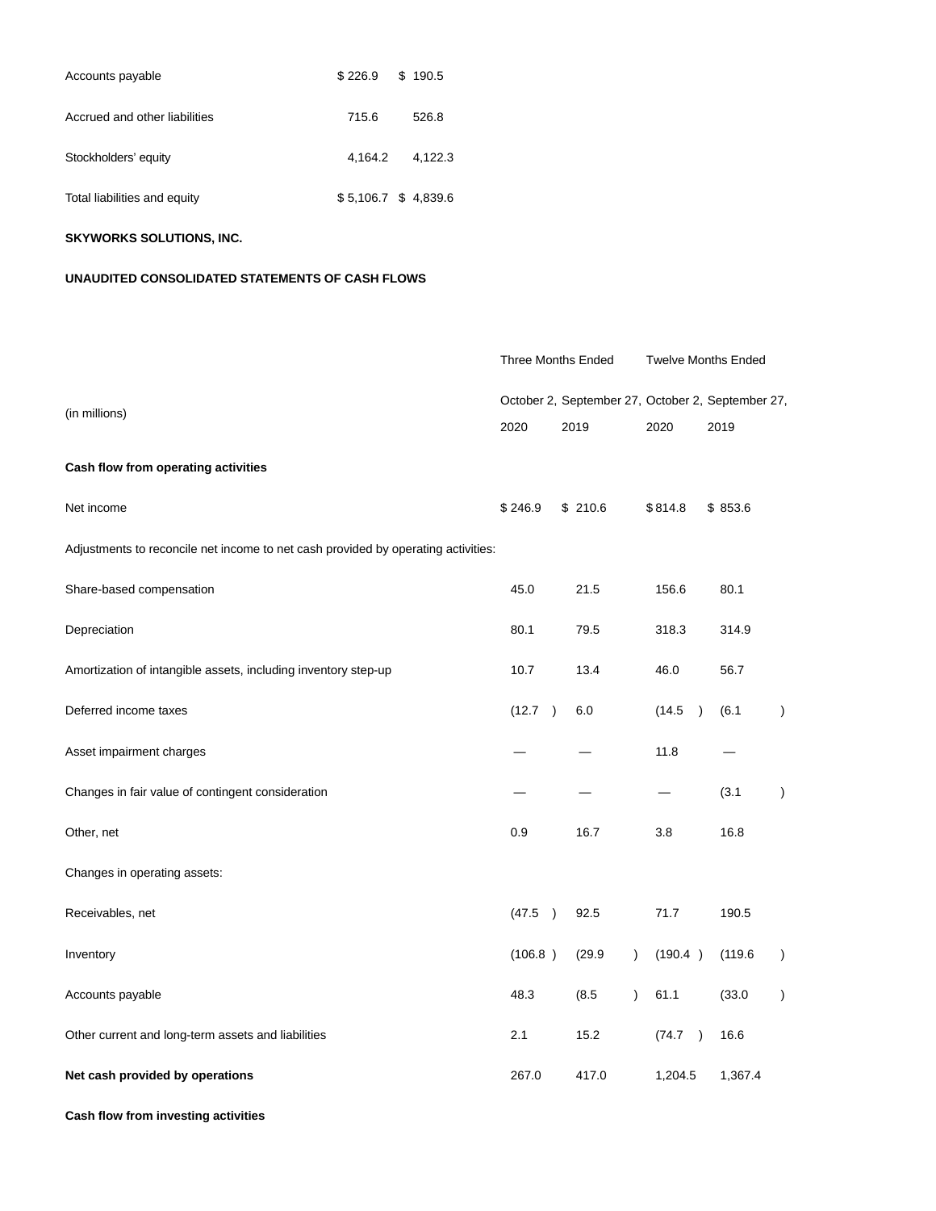| | | |
|---|---|---|
| Accounts payable | $ 226.9 | $ 190.5 |
| Accrued and other liabilities | 715.6 | 526.8 |
| Stockholders' equity | 4,164.2 | 4,122.3 |
| Total liabilities and equity | $ 5,106.7 | $ 4,839.6 |

**SKYWORKS SOLUTIONS, INC.**

**UNAUDITED CONSOLIDATED STATEMENTS OF CASH FLOWS**

| (in millions) | Three Months Ended | | Twelve Months Ended | |
|---|---|---|---|---|
| | October 2, 2020 | September 27, 2019 | October 2, 2020 | September 27, 2019 |
| **Cash flow from operating activities** | | | | |
| Net income | $ 246.9 | $ 210.6 | $ 814.8 | $ 853.6 |
| Adjustments to reconcile net income to net cash provided by operating activities: | | | | |
| Share-based compensation | 45.0 | 21.5 | 156.6 | 80.1 |
| Depreciation | 80.1 | 79.5 | 318.3 | 314.9 |
| Amortization of intangible assets, including inventory step-up | 10.7 | 13.4 | 46.0 | 56.7 |
| Deferred income taxes | (12.7 ) | 6.0 | (14.5 ) | (6.1 ) |
| Asset impairment charges | — | — | 11.8 | — |
| Changes in fair value of contingent consideration | — | — | — | (3.1 ) |
| Other, net | 0.9 | 16.7 | 3.8 | 16.8 |
| Changes in operating assets: | | | | |
| Receivables, net | (47.5 ) | 92.5 | 71.7 | 190.5 |
| Inventory | (106.8 ) | (29.9 ) | (190.4 ) | (119.6 ) |
| Accounts payable | 48.3 | (8.5 ) | 61.1 | (33.0 ) |
| Other current and long-term assets and liabilities | 2.1 | 15.2 | (74.7 ) | 16.6 |
| **Net cash provided by operations** | 267.0 | 417.0 | 1,204.5 | 1,367.4 |
| **Cash flow from investing activities** | | | | |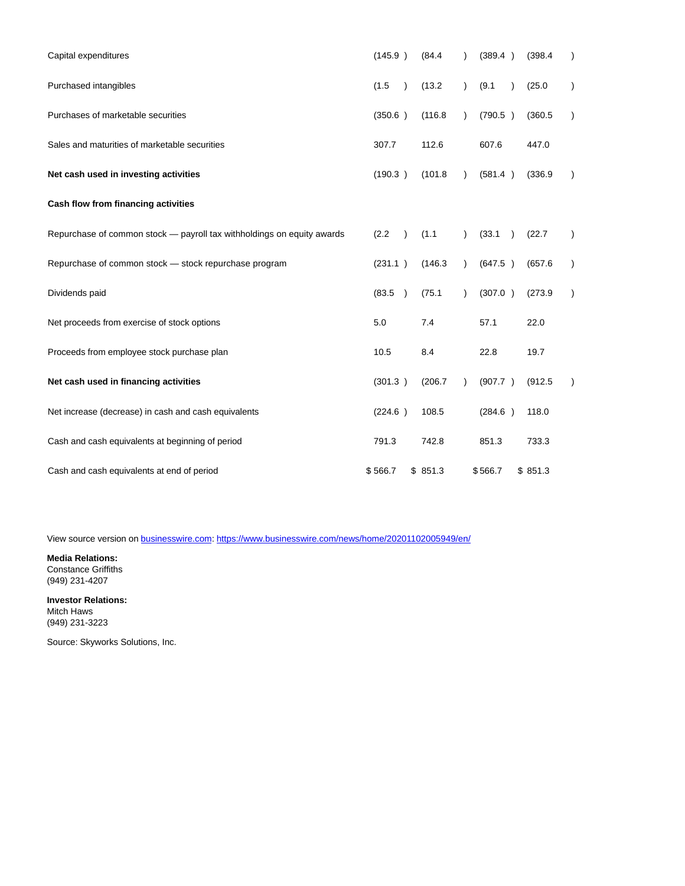| | | | | |
|---|---|---|---|---|
| Capital expenditures | (145.9) | (84.4) | (389.4) | (398.4) |
| Purchased intangibles | (1.5) | (13.2) | (9.1) | (25.0) |
| Purchases of marketable securities | (350.6) | (116.8) | (790.5) | (360.5) |
| Sales and maturities of marketable securities | 307.7 | 112.6 | 607.6 | 447.0 |
| **Net cash used in investing activities** | (190.3) | (101.8) | (581.4) | (336.9) |
| **Cash flow from financing activities** | | | | |
| Repurchase of common stock — payroll tax withholdings on equity awards | (2.2) | (1.1) | (33.1) | (22.7) |
| Repurchase of common stock — stock repurchase program | (231.1) | (146.3) | (647.5) | (657.6) |
| Dividends paid | (83.5) | (75.1) | (307.0) | (273.9) |
| Net proceeds from exercise of stock options | 5.0 | 7.4 | 57.1 | 22.0 |
| Proceeds from employee stock purchase plan | 10.5 | 8.4 | 22.8 | 19.7 |
| **Net cash used in financing activities** | (301.3) | (206.7) | (907.7) | (912.5) |
| Net increase (decrease) in cash and cash equivalents | (224.6) | 108.5 | (284.6) | 118.0 |
| Cash and cash equivalents at beginning of period | 791.3 | 742.8 | 851.3 | 733.3 |
| Cash and cash equivalents at end of period | $ 566.7 | $ 851.3 | $ 566.7 | $ 851.3 |

View source version on businesswire.com: https://www.businesswire.com/news/home/20201102005949/en/

**Media Relations:**
Constance Griffiths
(949) 231-4207

**Investor Relations:**
Mitch Haws
(949) 231-3223

Source: Skyworks Solutions, Inc.